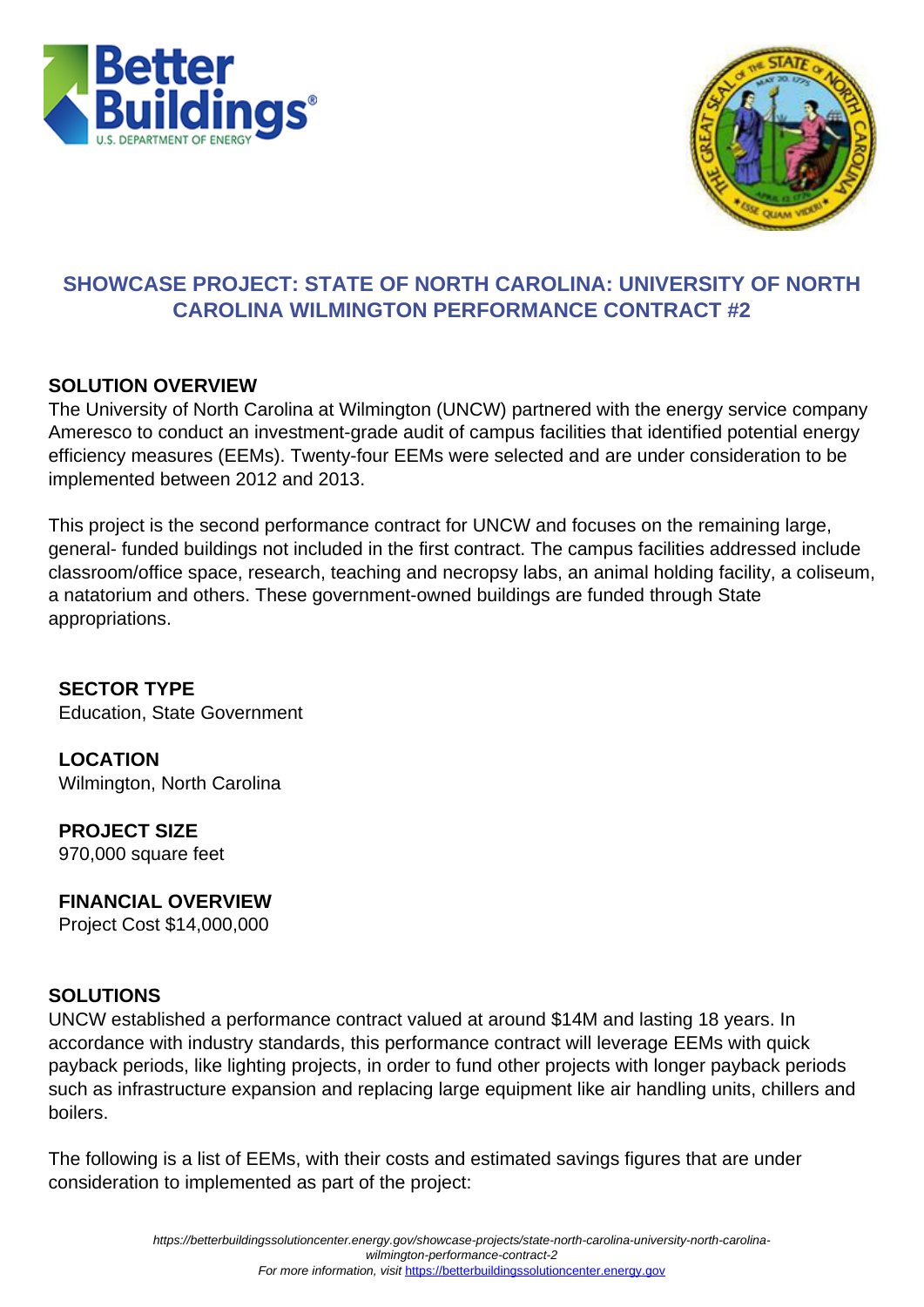# SHOWCASE PROJECT: STATE OF NORTH CAROLINA: UNIVERSITY OF NORTH CAROLINA WILMINGTON PERFORMANCE CONTRACT #2

## SOLUTION OVERVIEW

The University of North Carolina at Wilmington (UNCW) partnered with the energy service company Ameresco to conduct an investment-grade audit of campus facilities that identified potential energy efficiency measures (EEMs). Twenty-four EEMs were selected and are under consideration to be implemented between 2012 and 2013.

This project is the second performance contract for UNCW and focuses on the remaining large, general- funded buildings not included in the first contract. The campus facilities addressed include classroom/office space, research, teaching and necropsy labs, an animal holding facility, a coliseum, a natatorium and others. These government-owned buildings are funded through State appropriations.

### SECTOR TYPE

Education, State Government

### LOCATION

Wilmington, North Carolina

### PROJECT SIZE

970,000 square feet

### FINANCIAL OVERVIEW

Project Cost $14,000,000

## SOLUTIONS

UNCW established a performance contract valued at around $14M and lasting 18 years. In accordance with industry standards, this performance contract will leverage EEMs with quick payback periods, like lighting projects, in order to fund other projects with longer payback periods such as infrastructure expansion and replacing large equipment like air handling units, chillers and boilers.

The following is a list of EEMs, with their costs and estimated savings figures that are under consideration to implemented as part of the project: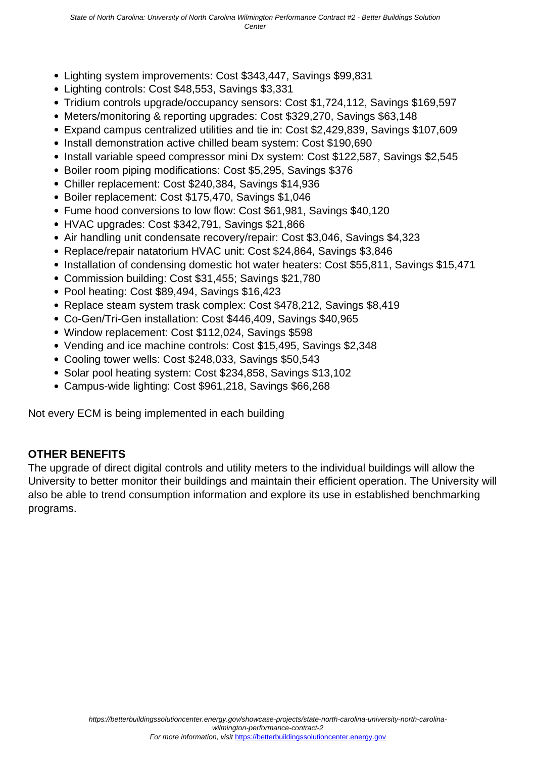- Lighting system improvements: Cost $343,447, Savings $99,831
- Lighting controls: Cost $48,553, Savings $3,331
- Tridium controls upgrade/occupancy sensors: Cost $1,724,112, Savings $169,597
- Meters/monitoring & reporting upgrades: Cost $329,270, Savings $63,148
- Expand campus centralized utilities and tie in: Cost $2,429,839, Savings $107,609
- Install demonstration active chilled beam system: Cost $190,690
- Install variable speed compressor mini Dx system: Cost $122,587, Savings $2,545
- Boiler room piping modifications: Cost $5,295, Savings $376
- Chiller replacement: Cost $240,384, Savings $14,936
- Boiler replacement: Cost $175,470, Savings $1,046
- Fume hood conversions to low flow: Cost $61,981, Savings $40,120
- HVAC upgrades: Cost $342,791, Savings $21,866
- Air handling unit condensate recovery/repair: Cost $3,046, Savings $4,323
- Replace/repair natatorium HVAC unit: Cost $24,864, Savings $3,846
- Installation of condensing domestic hot water heaters: Cost $55,811, Savings $15,471
- Commission building: Cost $31,455; Savings $21,780
- Pool heating: Cost $89,494, Savings $16,423
- Replace steam system trask complex: Cost $478,212, Savings $8,419
- Co-Gen/Tri-Gen installation: Cost $446,409, Savings $40,965
- Window replacement: Cost $112,024, Savings $598
- Vending and ice machine controls: Cost $15,495, Savings $2,348
- Cooling tower wells: Cost $248,033, Savings $50,543
- Solar pool heating system: Cost $234,858, Savings $13,102
- Campus-wide lighting: Cost $961,218, Savings $66,268

Not every ECM is being implemented in each building

**OTHER BENEFITS**

The upgrade of direct digital controls and utility meters to the individual buildings will allow the University to better monitor their buildings and maintain their efficient operation. The University will also be able to trend consumption information and explore its use in established benchmarking programs.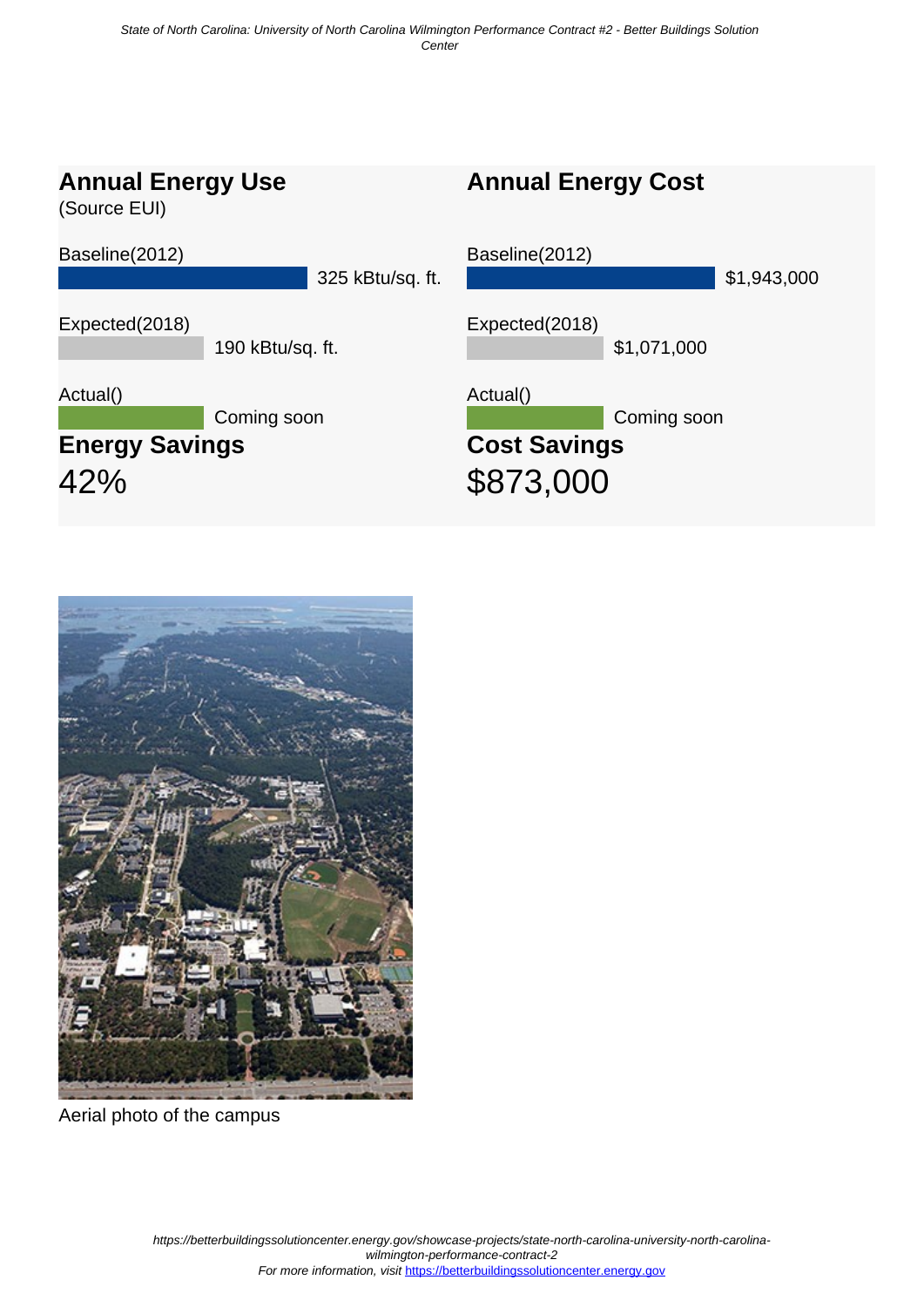## Annual Energy Use

(Source EUI)

Baseline(2012)

325 kBtu/sq. ft.

Expected(2018)

190 kBtu/sq. ft.

Actual()

Coming soon

## Energy Savings

42%

## Annual Energy Cost

Baseline(2012)

$1,943,000

Expected(2018)

$1,071,000

Actual()

Coming soon

## Cost Savings

$873,000

Aerial photo of the campus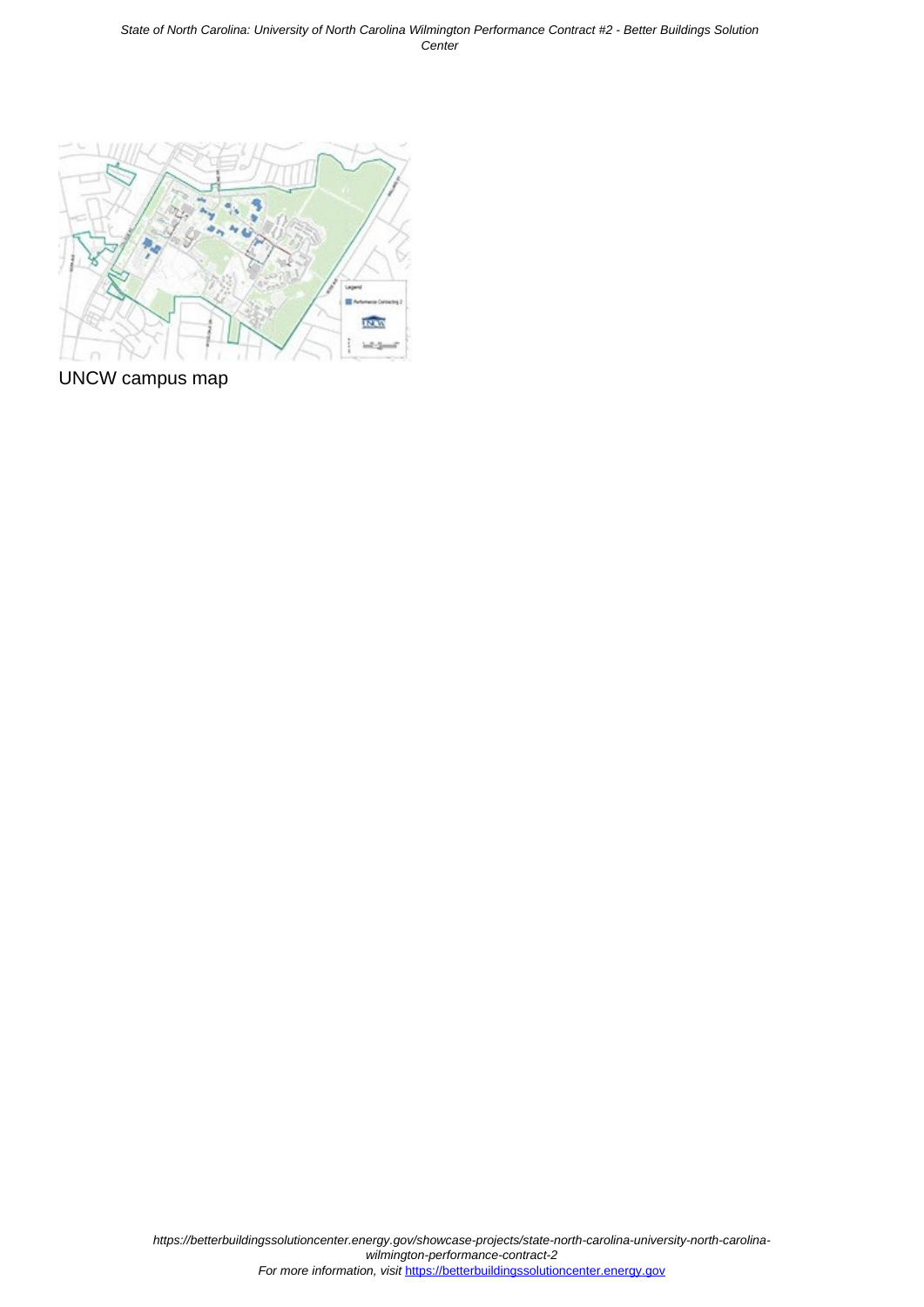UNCW campus map